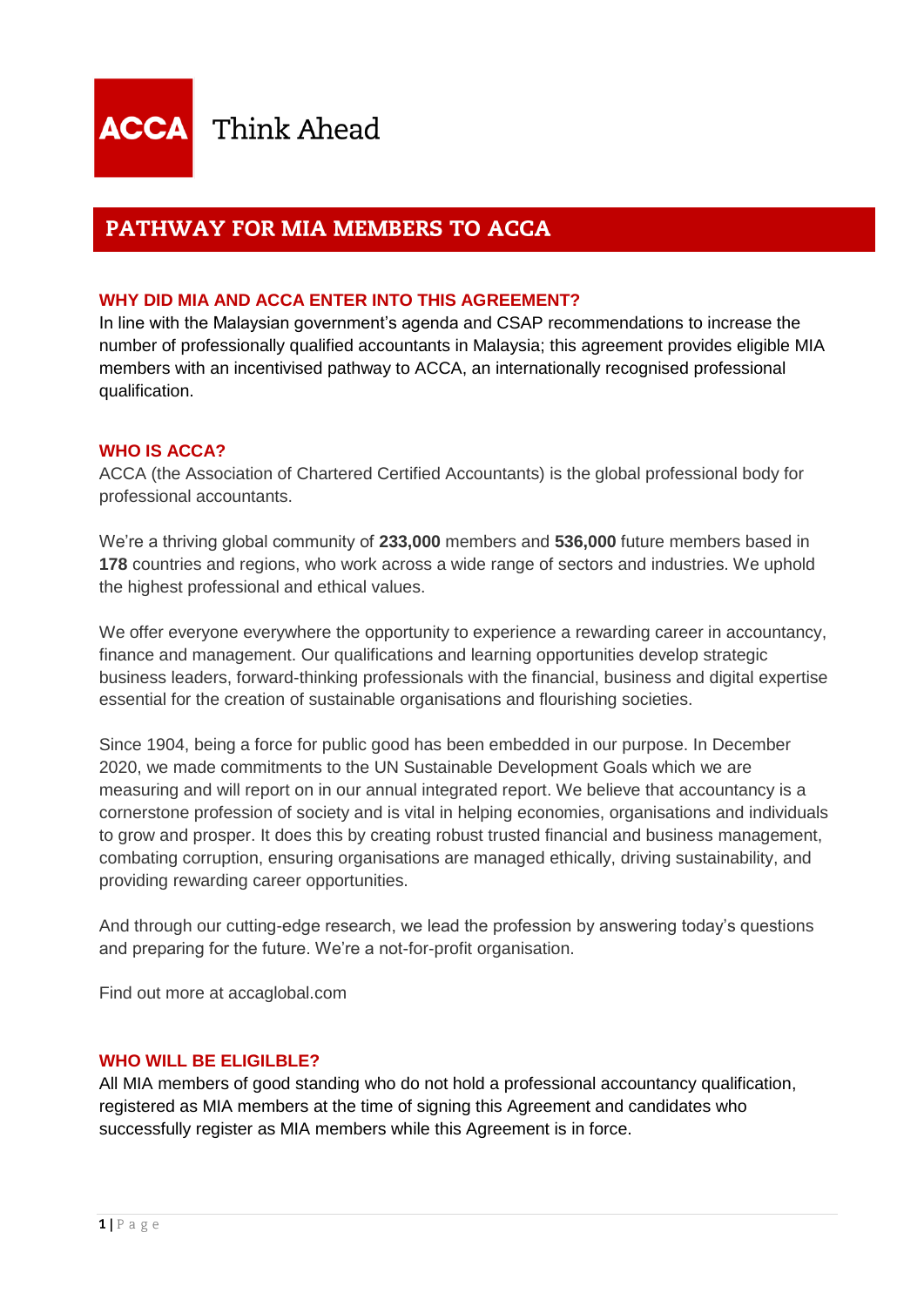ACCA Think Ahead

# PATHWAY FOR MIA MEMBERS TO ACCA

## WHY DID MIA AND ACCA ENTER INTO THIS AGREEMENT?

In line with the Malaysian government's agenda and CSAP recommendations to increase the number of professionally qualified accountants in Malaysia; this agreement provides eligible MIA members with an incentivised pathway to ACCA, an internationally recognised professional qualification.

## WHO IS ACCA?

ACCA (the Association of Chartered Certified Accountants) is the global professional body for professional accountants.

We're a thriving global community of **233,000** members and **536,000** future members based in **178** countries and regions, who work across a wide range of sectors and industries. We uphold the highest professional and ethical values.

We offer everyone everywhere the opportunity to experience a rewarding career in accountancy, finance and management. Our qualifications and learning opportunities develop strategic business leaders, forward-thinking professionals with the financial, business and digital expertise essential for the creation of sustainable organisations and flourishing societies.

Since 1904, being a force for public good has been embedded in our purpose. In December 2020, we made commitments to the UN Sustainable Development Goals which we are measuring and will report on in our annual integrated report. We believe that accountancy is a cornerstone profession of society and is vital in helping economies, organisations and individuals to grow and prosper. It does this by creating robust trusted financial and business management, combating corruption, ensuring organisations are managed ethically, driving sustainability, and providing rewarding career opportunities.

And through our cutting-edge research, we lead the profession by answering today's questions and preparing for the future. We're a not-for-profit organisation.

Find out more at accaglobal.com

## WHO WILL BE ELIGILBE?

All MIA members of good standing who do not hold a professional accountancy qualification, registered as MIA members at the time of signing this Agreement and candidates who successfully register as MIA members while this Agreement is in force.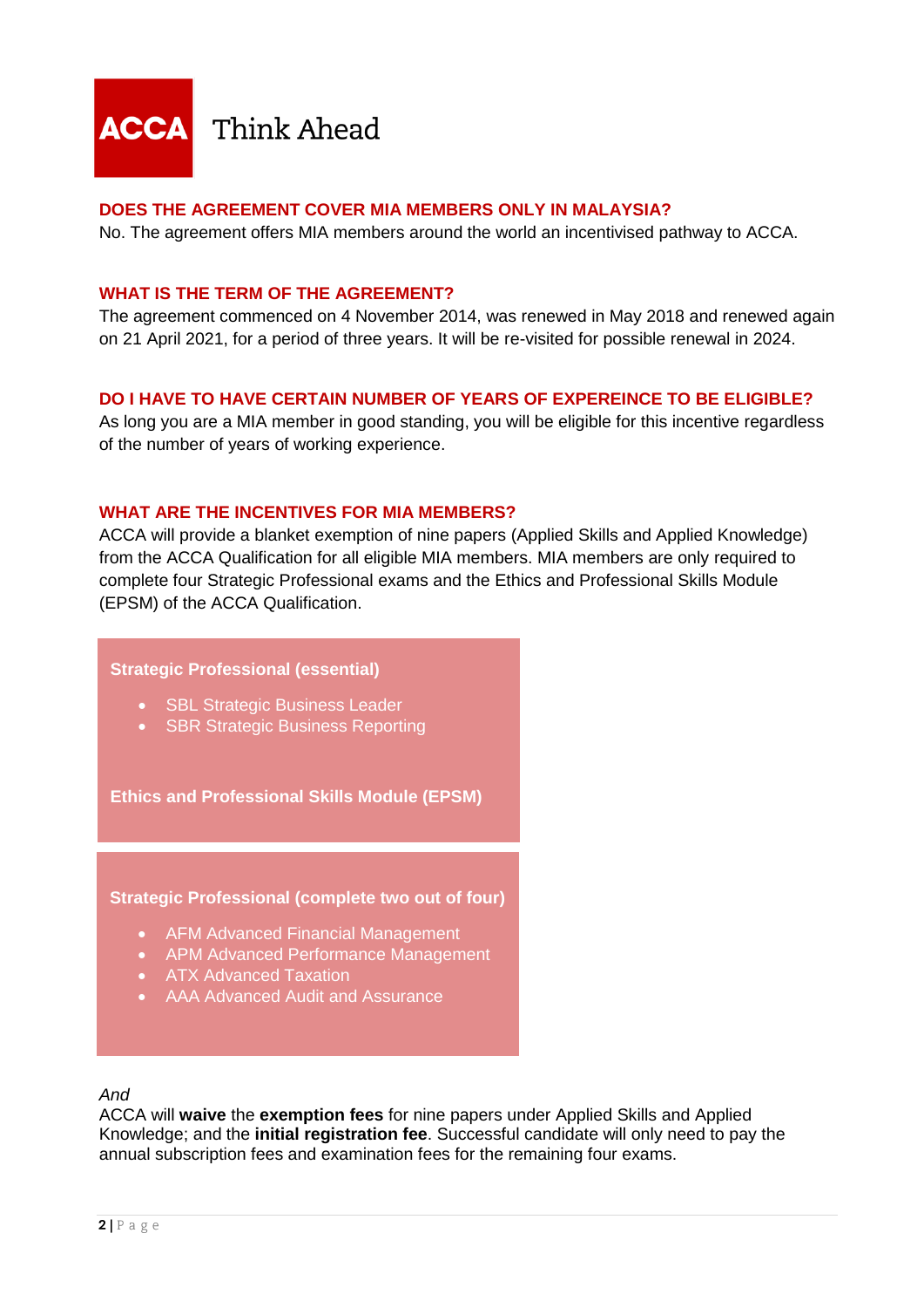ACCA Think Ahead

### DOES THE AGREEMENT COVER MIA MEMBERS ONLY IN MALAYSIA?

No. The agreement offers MIA members around the world an incentivised pathway to ACCA.

### WHAT IS THE TERM OF THE AGREEMENT?

The agreement commenced on 4 November 2014, was renewed in May 2018 and renewed again on 21 April 2021, for a period of three years. It will be re-visited for possible renewal in 2024.

### DO I HAVE TO HAVE CERTAIN NUMBER OF YEARS OF EXPEREINCE TO BE ELIGIBLE?

As long you are a MIA member in good standing, you will be eligible for this incentive regardless of the number of years of working experience.

### WHAT ARE THE INCENTIVES FOR MIA MEMBERS?

ACCA will provide a blanket exemption of nine papers (Applied Skills and Applied Knowledge) from the ACCA Qualification for all eligible MIA members. MIA members are only required to complete four Strategic Professional exams and the Ethics and Professional Skills Module (EPSM) of the ACCA Qualification.

**Strategic Professional (essential)**

- SBL Strategic Business Leader
- SBR Strategic Business Reporting

**Ethics and Professional Skills Module (EPSM)**

**Strategic Professional (complete two out of four)**

- AFM Advanced Financial Management
- APM Advanced Performance Management
- ATX Advanced Taxation
- AAA Advanced Audit and Assurance

*And*

ACCA will **waive** the **exemption fees** for nine papers under Applied Skills and Applied Knowledge; and the **initial registration fee**. Successful candidate will only need to pay the annual subscription fees and examination fees for the remaining four exams.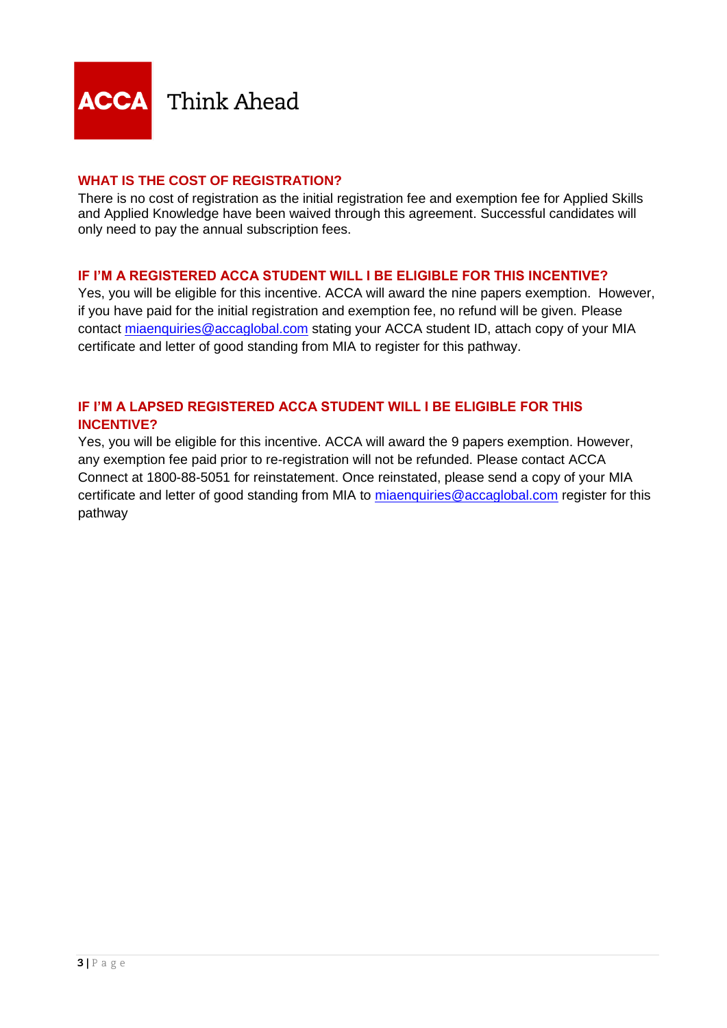## WHAT IS THE COST OF REGISTRATION?

There is no cost of registration as the initial registration fee and exemption fee for Applied Skills and Applied Knowledge have been waived through this agreement. Successful candidates will only need to pay the annual subscription fees.

## IF I'M A REGISTERED ACCA STUDENT WILL I BE ELIGIBLE FOR THIS INCENTIVE?

Yes, you will be eligible for this incentive. ACCA will award the nine papers exemption. However, if you have paid for the initial registration and exemption fee, no refund will be given. Please contact miaenquiries@accaglobal.com stating your ACCA student ID, attach copy of your MIA certificate and letter of good standing from MIA to register for this pathway.

## IF I'M A LAPSED REGISTERED ACCA STUDENT WILL I BE ELIGIBLE FOR THIS INCENTIVE?

Yes, you will be eligible for this incentive. ACCA will award the 9 papers exemption. However, any exemption fee paid prior to re-registration will not be refunded. Please contact ACCA Connect at 1800-88-5051 for reinstatement. Once reinstated, please send a copy of your MIA certificate and letter of good standing from MIA to miaenquiries@accaglobal.com register for this pathway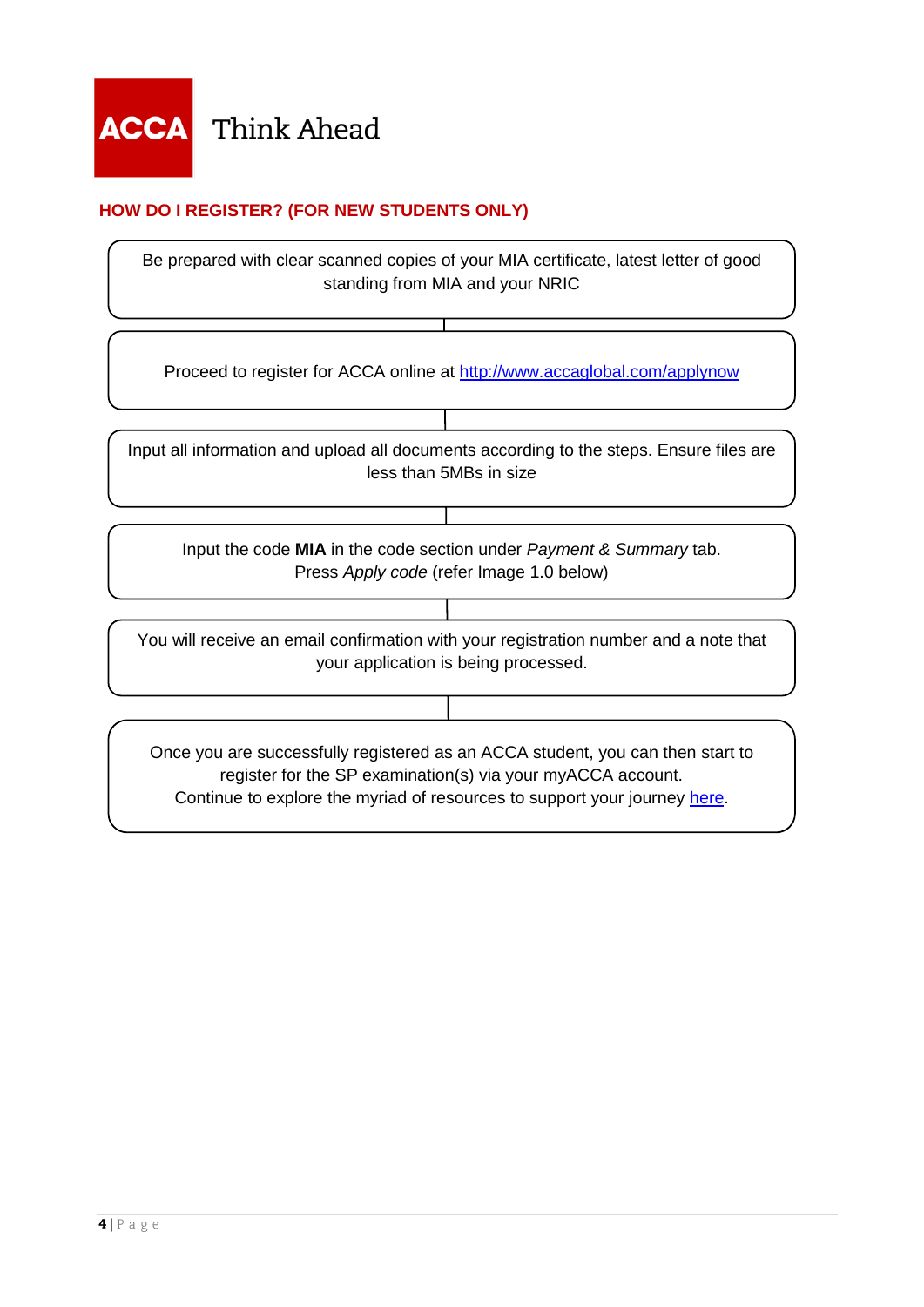ACCA Think Ahead

## HOW DO I REGISTER? (FOR NEW STUDENTS ONLY)

Be prepared with clear scanned copies of your MIA certificate, latest letter of good standing from MIA and your NRIC

Proceed to register for ACCA online at [http://www.accaglobal.com/applynow](http://www.accaglobal.com/applynow)

Input all information and upload all documents according to the steps. Ensure files are less than 5MBs in size

Input the code **MIA** in the code section under *Payment & Summary* tab.
Press *Apply code* (refer Image 1.0 below)

You will receive an email confirmation with your registration number and a note that your application is being processed.

Once you are successfully registered as an ACCA student, you can then start to register for the SP examination(s) via your myACCA account.
Continue to explore the myriad of resources to support your journey here.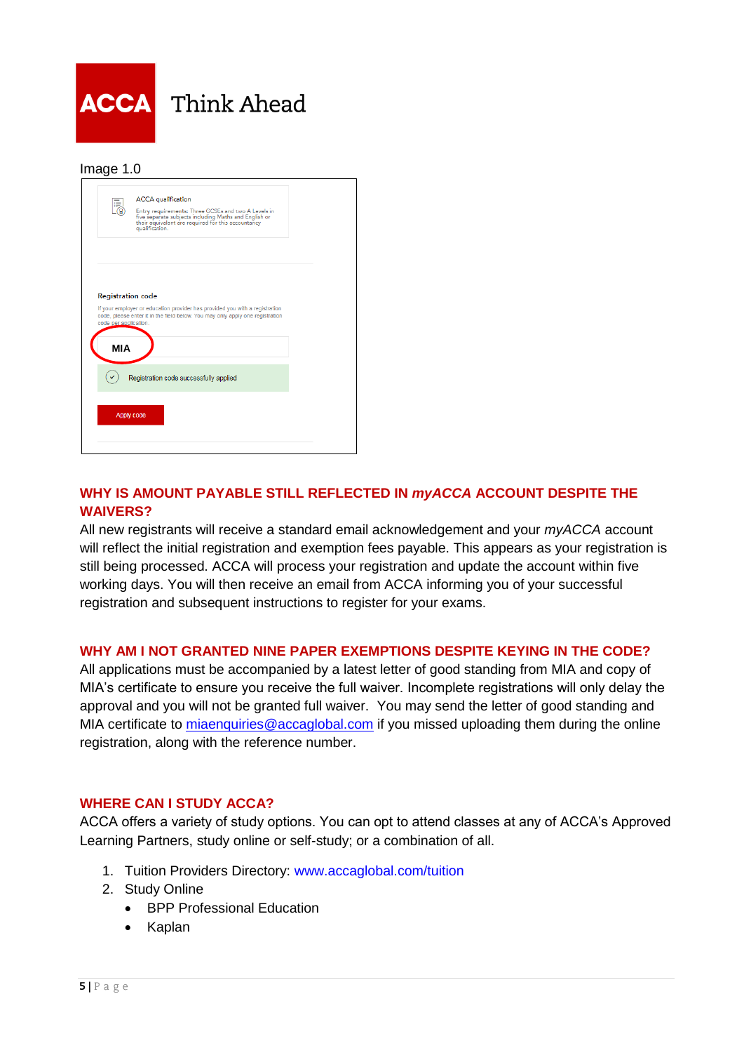Image 1.0

ACCA qualification

Entry requirements: Three GCSEs and two A Levels in five separate subjects including Maths and English or their equivalent are required for this accountancy qualification.

Registration code

If your employer or education provider has provided you with a registration code, please enter it in the field below. You may only apply one registration code per application.

MIA

Registration code successfully applied

Apply code

## WHY IS AMOUNT PAYABLE STILL REFLECTED IN *myACCA* ACCOUNT DESPITE THE WAIVERS?

All new registrants will receive a standard email acknowledgement and your *myACCA* account will reflect the initial registration and exemption fees payable. This appears as your registration is still being processed. ACCA will process your registration and update the account within five working days. You will then receive an email from ACCA informing you of your successful registration and subsequent instructions to register for your exams.

## WHY AM I NOT GRANTED NINE PAPER EXEMPTIONS DESPITE KEYING IN THE CODE?

All applications must be accompanied by a latest letter of good standing from MIA and copy of MIA's certificate to ensure you receive the full waiver. Incomplete registrations will only delay the approval and you will not be granted full waiver. You may send the letter of good standing and MIA certificate to miaenquiries@accaglobal.com if you missed uploading them during the online registration, along with the reference number.

## WHERE CAN I STUDY ACCA?

ACCA offers a variety of study options. You can opt to attend classes at any of ACCA's Approved Learning Partners, study online or self-study; or a combination of all.

1. Tuition Providers Directory: www.accaglobal.com/tuition
2. Study Online
   - BPP Professional Education
   - Kaplan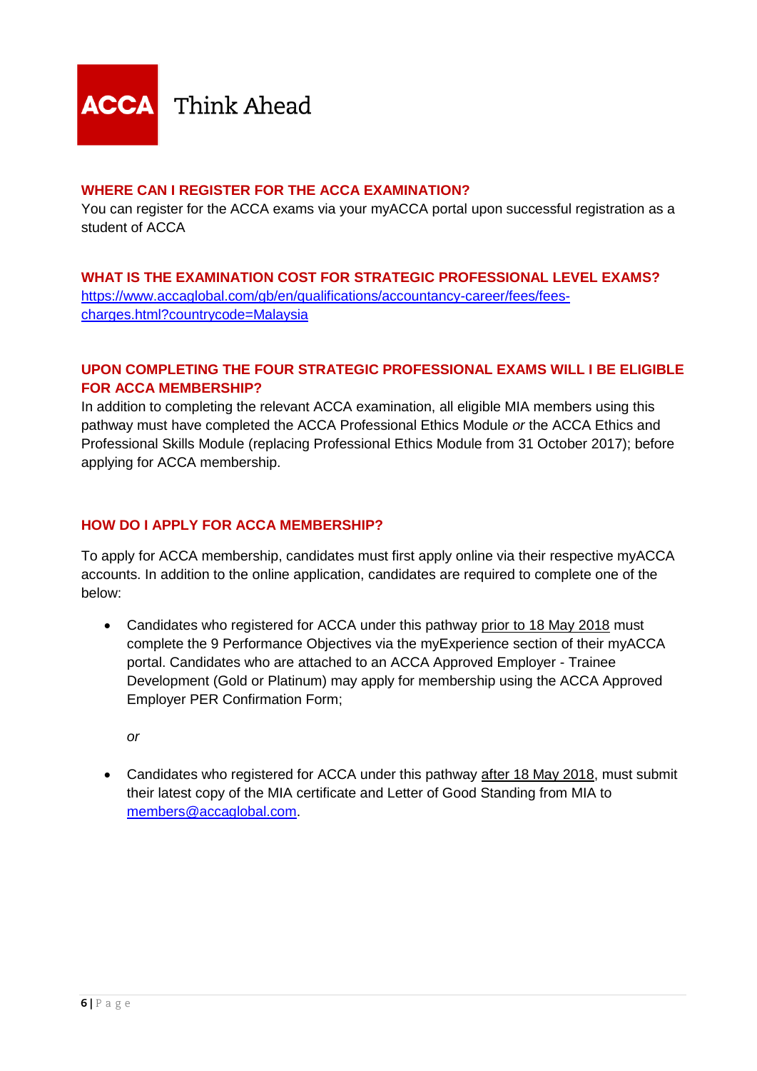## WHERE CAN I REGISTER FOR THE ACCA EXAMINATION?

You can register for the ACCA exams via your myACCA portal upon successful registration as a student of ACCA

## WHAT IS THE EXAMINATION COST FOR STRATEGIC PROFESSIONAL LEVEL EXAMS?

[https://www.accaglobal.com/gb/en/qualifications/accountancy-career/fees/fees-charges.html?countrycode=Malaysia](https://www.accaglobal.com/gb/en/qualifications/accountancy-career/fees/fees-charges.html?countrycode=Malaysia)

## UPON COMPLETING THE FOUR STRATEGIC PROFESSIONAL EXAMS WILL I BE ELIGIBLE FOR ACCA MEMBERSHIP?

In addition to completing the relevant ACCA examination, all eligible MIA members using this pathway must have completed the ACCA Professional Ethics Module *or* the ACCA Ethics and Professional Skills Module (replacing Professional Ethics Module from 31 October 2017); before applying for ACCA membership.

## HOW DO I APPLY FOR ACCA MEMBERSHIP?

To apply for ACCA membership, candidates must first apply online via their respective myACCA accounts. In addition to the online application, candidates are required to complete one of the below:

- Candidates who registered for ACCA under this pathway prior to 18 May 2018 must complete the 9 Performance Objectives via the myExperience section of their myACCA portal. Candidates who are attached to an ACCA Approved Employer - Trainee Development (Gold or Platinum) may apply for membership using the ACCA Approved Employer PER Confirmation Form;

  *or*

- Candidates who registered for ACCA under this pathway after 18 May 2018, must submit their latest copy of the MIA certificate and Letter of Good Standing from MIA to [members@accaglobal.com](mailto:members@accaglobal.com).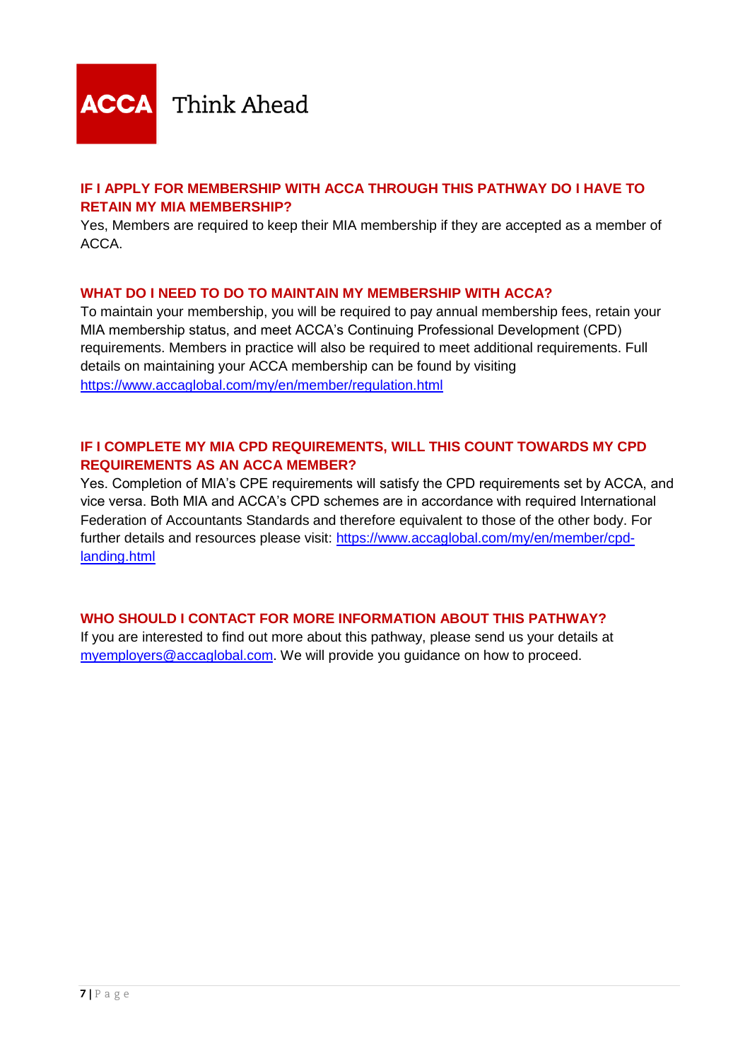### IF I APPLY FOR MEMBERSHIP WITH ACCA THROUGH THIS PATHWAY DO I HAVE TO RETAIN MY MIA MEMBERSHIP?

Yes, Members are required to keep their MIA membership if they are accepted as a member of ACCA.

### WHAT DO I NEED TO DO TO MAINTAIN MY MEMBERSHIP WITH ACCA?

To maintain your membership, you will be required to pay annual membership fees, retain your MIA membership status, and meet ACCA's Continuing Professional Development (CPD) requirements. Members in practice will also be required to meet additional requirements. Full details on maintaining your ACCA membership can be found by visiting https://www.accaglobal.com/my/en/member/regulation.html

### IF I COMPLETE MY MIA CPD REQUIREMENTS, WILL THIS COUNT TOWARDS MY CPD REQUIREMENTS AS AN ACCA MEMBER?

Yes. Completion of MIA's CPE requirements will satisfy the CPD requirements set by ACCA, and vice versa. Both MIA and ACCA's CPD schemes are in accordance with required International Federation of Accountants Standards and therefore equivalent to those of the other body. For further details and resources please visit: https://www.accaglobal.com/my/en/member/cpd-landing.html

### WHO SHOULD I CONTACT FOR MORE INFORMATION ABOUT THIS PATHWAY?

If you are interested to find out more about this pathway, please send us your details at myemployers@accaglobal.com. We will provide you guidance on how to proceed.